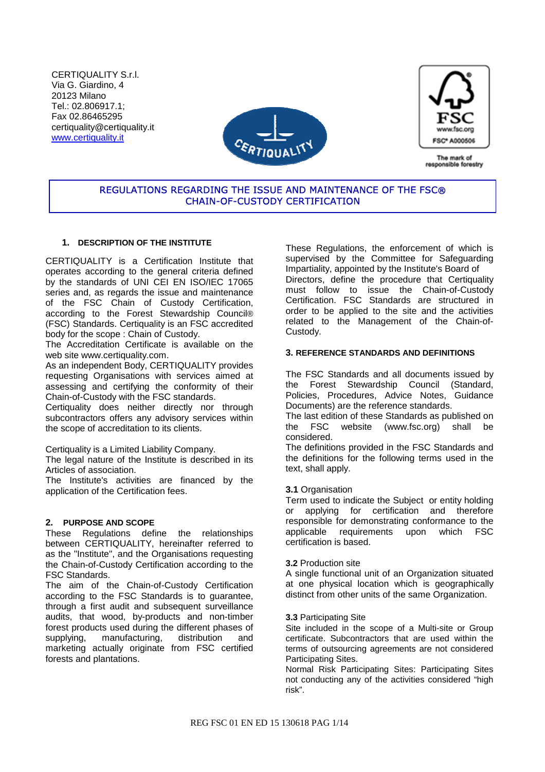CERTIQUALITY S.r.l.
Via G. Giardino, 4
20123 Milano
Tel.: 02.806917.1;
Fax 02.86465295
certiquality@certiquality.it
www.certiquality.it

FSC
www.fsc.org
FSC® A000506
The mark of responsible forestry

# REGULATIONS REGARDING THE ISSUE AND MAINTENANCE OF THE FSC® CHAIN-OF-CUSTODY CERTIFICATION

## 1. DESCRIPTION OF THE INSTITUTE

CERTIQUALITY is a Certification Institute that operates according to the general criteria defined by the standards of UNI CEI EN ISO/IEC 17065 series and, as regards the issue and maintenance of the FSC Chain of Custody Certification, according to the Forest Stewardship Council® (FSC) Standards. Certiquality is an FSC accredited body for the scope : Chain of Custody.
The Accreditation Certificate is available on the web site www.certiquality.com.
As an independent Body, CERTIQUALITY provides requesting Organisations with services aimed at assessing and certifying the conformity of their Chain-of-Custody with the FSC standards.
Certiquality does neither directly nor through subcontractors offers any advisory services within the scope of accreditation to its clients.

Certiquality is a Limited Liability Company.
The legal nature of the Institute is described in its Articles of association.
The Institute's activities are financed by the application of the Certification fees.

## 2. PURPOSE AND SCOPE

These Regulations define the relationships between CERTIQUALITY, hereinafter referred to as the "Institute", and the Organisations requesting the Chain-of-Custody Certification according to the FSC Standards.
The aim of the Chain-of-Custody Certification according to the FSC Standards is to guarantee, through a first audit and subsequent surveillance audits, that wood, by-products and non-timber forest products used during the different phases of supplying, manufacturing, distribution and marketing actually originate from FSC certified forests and plantations.

These Regulations, the enforcement of which is supervised by the Committee for Safeguarding Impartiality, appointed by the Institute's Board of Directors, define the procedure that Certiquality must follow to issue the Chain-of-Custody Certification. FSC Standards are structured in order to be applied to the site and the activities related to the Management of the Chain-of-Custody.

## 3. REFERENCE STANDARDS AND DEFINITIONS

The FSC Standards and all documents issued by the Forest Stewardship Council (Standard, Policies, Procedures, Advice Notes, Guidance Documents) are the reference standards.
The last edition of these Standards as published on the FSC website (www.fsc.org) shall be considered.
The definitions provided in the FSC Standards and the definitions for the following terms used in the text, shall apply.

**3.1** Organisation
Term used to indicate the Subject or entity holding or applying for certification and therefore responsible for demonstrating conformance to the applicable requirements upon which FSC certification is based.

**3.2** Production site
A single functional unit of an Organization situated at one physical location which is geographically distinct from other units of the same Organization.

**3.3** Participating Site
Site included in the scope of a Multi-site or Group certificate. Subcontractors that are used within the terms of outsourcing agreements are not considered Participating Sites.
Normal Risk Participating Sites: Participating Sites not conducting any of the activities considered "high risk".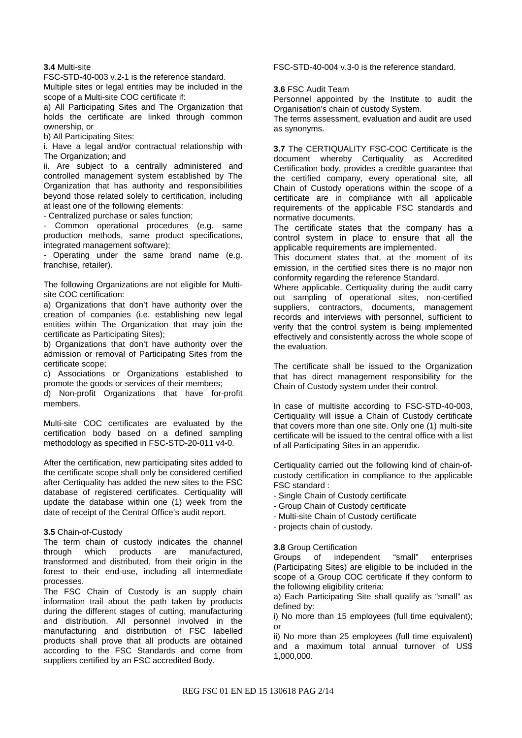**3.4** Multi-site

FSC-STD-40-003 v.2-1 is the reference standard.

Multiple sites or legal entities may be included in the scope of a Multi-site COC certificate if:

a) All Participating Sites and The Organization that holds the certificate are linked through common ownership, or

b) All Participating Sites:

i. Have a legal and/or contractual relationship with The Organization; and

ii. Are subject to a centrally administered and controlled management system established by The Organization that has authority and responsibilities beyond those related solely to certification, including at least one of the following elements:

- Centralized purchase or sales function;
- Common operational procedures (e.g. same production methods, same product specifications, integrated management software);
- Operating under the same brand name (e.g. franchise, retailer).

The following Organizations are not eligible for Multi-site COC certification:

a) Organizations that don't have authority over the creation of companies (i.e. establishing new legal entities within The Organization that may join the certificate as Participating Sites);

b) Organizations that don't have authority over the admission or removal of Participating Sites from the certificate scope;

c) Associations or Organizations established to promote the goods or services of their members;

d) Non-profit Organizations that have for-profit members.

Multi-site COC certificates are evaluated by the certification body based on a defined sampling methodology as specified in FSC-STD-20-011 v4-0.

After the certification, new participating sites added to the certificate scope shall only be considered certified after Certiquality has added the new sites to the FSC database of registered certificates. Certiquality will update the database within one (1) week from the date of receipt of the Central Office's audit report.

**3.5** Chain-of-Custody

The term chain of custody indicates the channel through which products are manufactured, transformed and distributed, from their origin in the forest to their end-use, including all intermediate processes.

The FSC Chain of Custody is an supply chain information trail about the path taken by products during the different stages of cutting, manufacturing and distribution. All personnel involved in the manufacturing and distribution of FSC labelled products shall prove that all products are obtained according to the FSC Standards and come from suppliers certified by an FSC accredited Body.

FSC-STD-40-004 v.3-0 is the reference standard.

**3.6** FSC Audit Team

Personnel appointed by the Institute to audit the Organisation's chain of custody System.

The terms assessment, evaluation and audit are used as synonyms.

**3.7** The CERTIQUALITY FSC-COC Certificate is the document whereby Certiquality as Accredited Certification body, provides a credible guarantee that the certified company, every operational site, all Chain of Custody operations within the scope of a certificate are in compliance with all applicable requirements of the applicable FSC standards and normative documents.

The certificate states that the company has a control system in place to ensure that all the applicable requirements are implemented.

This document states that, at the moment of its emission, in the certified sites there is no major non conformity regarding the reference Standard.

Where applicable, Certiquality during the audit carry out sampling of operational sites, non-certified suppliers, contractors, documents, management records and interviews with personnel, sufficient to verify that the control system is being implemented effectively and consistently across the whole scope of the evaluation.

The certificate shall be issued to the Organization that has direct management responsibility for the Chain of Custody system under their control.

In case of multisite according to FSC-STD-40-003, Certiquality will issue a Chain of Custody certificate that covers more than one site. Only one (1) multi-site certificate will be issued to the central office with a list of all Participating Sites in an appendix.

Certiquality carried out the following kind of chain-of-custody certification in compliance to the applicable FSC standard :

- Single Chain of Custody certificate
- Group Chain of Custody certificate
- Multi-site Chain of Custody certificate
- projects chain of custody.

**3.8** Group Certification

Groups of independent "small" enterprises (Participating Sites) are eligible to be included in the scope of a Group COC certificate if they conform to the following eligibility criteria:

a) Each Participating Site shall qualify as "small" as defined by:

i) No more than 15 employees (full time equivalent); or

ii) No more than 25 employees (full time equivalent) and a maximum total annual turnover of US$ 1,000,000.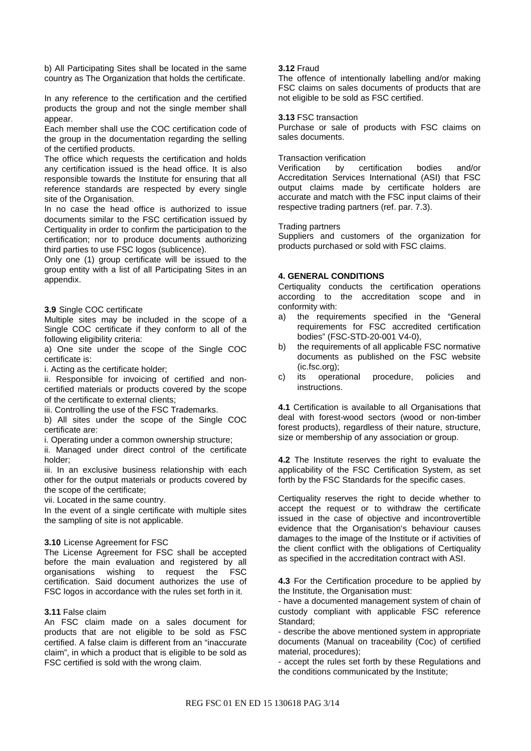b) All Participating Sites shall be located in the same country as The Organization that holds the certificate.

In any reference to the certification and the certified products the group and not the single member shall appear.

Each member shall use the COC certification code of the group in the documentation regarding the selling of the certified products.

The office which requests the certification and holds any certification issued is the head office. It is also responsible towards the Institute for ensuring that all reference standards are respected by every single site of the Organisation.

In no case the head office is authorized to issue documents similar to the FSC certification issued by Certiquality in order to confirm the participation to the certification; nor to produce documents authorizing third parties to use FSC logos (sublicence).

Only one (1) group certificate will be issued to the group entity with a list of all Participating Sites in an appendix.

**3.9** Single COC certificate

Multiple sites may be included in the scope of a Single COC certificate if they conform to all of the following eligibility criteria:

a) One site under the scope of the Single COC certificate is:

i. Acting as the certificate holder;

ii. Responsible for invoicing of certified and non-certified materials or products covered by the scope of the certificate to external clients;

iii. Controlling the use of the FSC Trademarks.

b) All sites under the scope of the Single COC certificate are:

i. Operating under a common ownership structure;

ii. Managed under direct control of the certificate holder;

iii. In an exclusive business relationship with each other for the output materials or products covered by the scope of the certificate;

vii. Located in the same country.

In the event of a single certificate with multiple sites the sampling of site is not applicable.

**3.10** License Agreement for FSC

The License Agreement for FSC shall be accepted before the main evaluation and registered by all organisations wishing to request the FSC certification. Said document authorizes the use of FSC logos in accordance with the rules set forth in it.

**3.11** False claim

An FSC claim made on a sales document for products that are not eligible to be sold as FSC certified. A false claim is different from an "inaccurate claim", in which a product that is eligible to be sold as FSC certified is sold with the wrong claim.

**3.12** Fraud

The offence of intentionally labelling and/or making FSC claims on sales documents of products that are not eligible to be sold as FSC certified.

**3.13** FSC transaction

Purchase or sale of products with FSC claims on sales documents.

Transaction verification

Verification by certification bodies and/or Accreditation Services International (ASI) that FSC output claims made by certificate holders are accurate and match with the FSC input claims of their respective trading partners (ref. par. 7.3).

Trading partners

Suppliers and customers of the organization for products purchased or sold with FSC claims.

## 4. GENERAL CONDITIONS

Certiquality conducts the certification operations according to the accreditation scope and in conformity with:

a) the requirements specified in the "General requirements for FSC accredited certification bodies" (FSC-STD-20-001 V4-0),
b) the requirements of all applicable FSC normative documents as published on the FSC website (ic.fsc.org);
c) its operational procedure, policies and instructions.

**4.1** Certification is available to all Organisations that deal with forest-wood sectors (wood or non-timber forest products), regardless of their nature, structure, size or membership of any association or group.

**4.2** The Institute reserves the right to evaluate the applicability of the FSC Certification System, as set forth by the FSC Standards for the specific cases.

Certiquality reserves the right to decide whether to accept the request or to withdraw the certificate issued in the case of objective and incontrovertible evidence that the Organisation's behaviour causes damages to the image of the Institute or if activities of the client conflict with the obligations of Certiquality as specified in the accreditation contract with ASI.

**4.3** For the Certification procedure to be applied by the Institute, the Organisation must:

- have a documented management system of chain of custody compliant with applicable FSC reference Standard;
- describe the above mentioned system in appropriate documents (Manual on traceability (Coc) of certified material, procedures);
- accept the rules set forth by these Regulations and the conditions communicated by the Institute;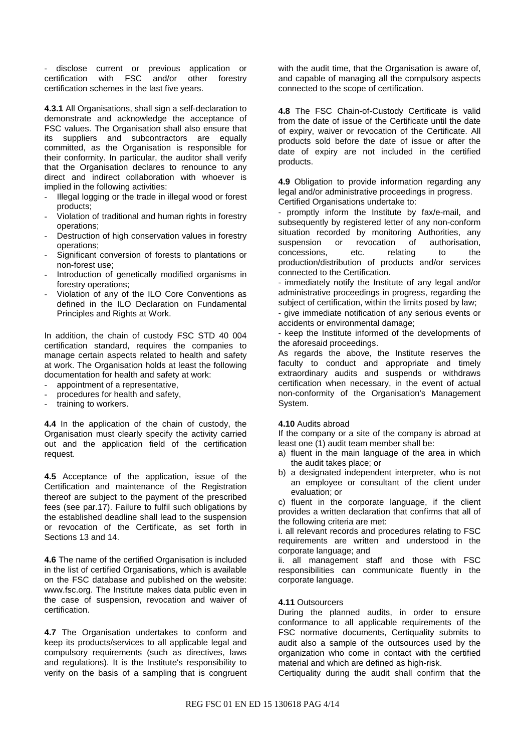- disclose current or previous application or certification with FSC and/or other forestry certification schemes in the last five years.

**4.3.1** All Organisations, shall sign a self-declaration to demonstrate and acknowledge the acceptance of FSC values. The Organisation shall also ensure that its suppliers and subcontractors are equally committed, as the Organisation is responsible for their conformity. In particular, the auditor shall verify that the Organisation declares to renounce to any direct and indirect collaboration with whoever is implied in the following activities:

- Illegal logging or the trade in illegal wood or forest products;
- Violation of traditional and human rights in forestry operations;
- Destruction of high conservation values in forestry operations;
- Significant conversion of forests to plantations or non-forest use;
- Introduction of genetically modified organisms in forestry operations;
- Violation of any of the ILO Core Conventions as defined in the ILO Declaration on Fundamental Principles and Rights at Work.

In addition, the chain of custody FSC STD 40 004 certification standard, requires the companies to manage certain aspects related to health and safety at work. The Organisation holds at least the following documentation for health and safety at work:

- appointment of a representative,
- procedures for health and safety,
- training to workers.

**4.4** In the application of the chain of custody, the Organisation must clearly specify the activity carried out and the application field of the certification request.

**4.5** Acceptance of the application, issue of the Certification and maintenance of the Registration thereof are subject to the payment of the prescribed fees (see par.17). Failure to fulfil such obligations by the established deadline shall lead to the suspension or revocation of the Certificate, as set forth in Sections 13 and 14.

**4.6** The name of the certified Organisation is included in the list of certified Organisations, which is available on the FSC database and published on the website: www.fsc.org. The Institute makes data public even in the case of suspension, revocation and waiver of certification.

**4.7** The Organisation undertakes to conform and keep its products/services to all applicable legal and compulsory requirements (such as directives, laws and regulations). It is the Institute's responsibility to verify on the basis of a sampling that is congruent with the audit time, that the Organisation is aware of, and capable of managing all the compulsory aspects connected to the scope of certification.

**4.8** The FSC Chain-of-Custody Certificate is valid from the date of issue of the Certificate until the date of expiry, waiver or revocation of the Certificate. All products sold before the date of issue or after the date of expiry are not included in the certified products.

**4.9** Obligation to provide information regarding any legal and/or administrative proceedings in progress.
Certified Organisations undertake to:

- promptly inform the Institute by fax/e-mail, and subsequently by registered letter of any non-conform situation recorded by monitoring Authorities, any suspension or revocation of authorisation, concessions, etc. relating to the production/distribution of products and/or services connected to the Certification.
- immediately notify the Institute of any legal and/or administrative proceedings in progress, regarding the subject of certification, within the limits posed by law;
- give immediate notification of any serious events or accidents or environmental damage;
- keep the Institute informed of the developments of the aforesaid proceedings.

As regards the above, the Institute reserves the faculty to conduct and appropriate and timely extraordinary audits and suspends or withdraws certification when necessary, in the event of actual non-conformity of the Organisation's Management System.

**4.10** Audits abroad

If the company or a site of the company is abroad at least one (1) audit team member shall be:

a) fluent in the main language of the area in which the audit takes place; or
b) a designated independent interpreter, who is not an employee or consultant of the client under evaluation; or
c) fluent in the corporate language, if the client provides a written declaration that confirms that all of the following criteria are met:

i. all relevant records and procedures relating to FSC requirements are written and understood in the corporate language; and

ii. all management staff and those with FSC responsibilities can communicate fluently in the corporate language.

**4.11** Outsourcers

During the planned audits, in order to ensure conformance to all applicable requirements of the FSC normative documents, Certiquality submits to audit also a sample of the outsources used by the organization who come in contact with the certified material and which are defined as high-risk.

Certiquality during the audit shall confirm that the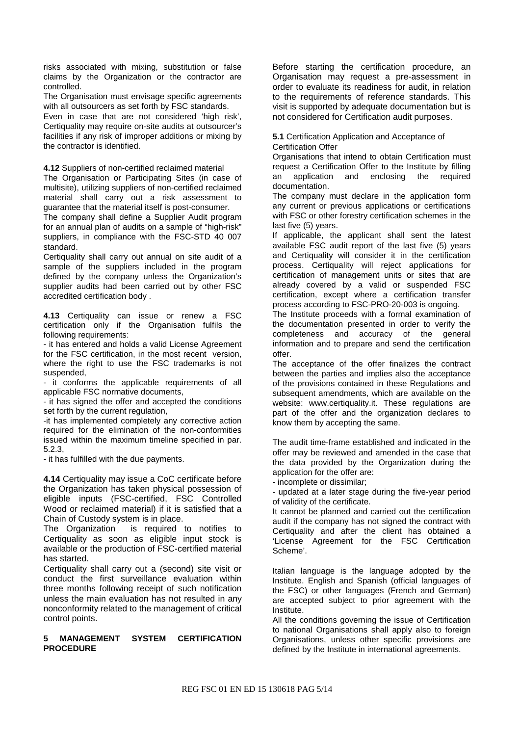risks associated with mixing, substitution or false claims by the Organization or the contractor are controlled.

The Organisation must envisage specific agreements with all outsourcers as set forth by FSC standards.

Even in case that are not considered 'high risk', Certiquality may require on-site audits at outsourcer's facilities if any risk of improper additions or mixing by the contractor is identified.

**4.12** Suppliers of non-certified reclaimed material

The Organisation or Participating Sites (in case of multisite), utilizing suppliers of non-certified reclaimed material shall carry out a risk assessment to guarantee that the material itself is post-consumer.

The company shall define a Supplier Audit program for an annual plan of audits on a sample of "high-risk" suppliers, in compliance with the FSC-STD 40 007 standard.

Certiquality shall carry out annual on site audit of a sample of the suppliers included in the program defined by the company unless the Organization's supplier audits had been carried out by other FSC accredited certification body .

**4.13** Certiquality can issue or renew a FSC certification only if the Organisation fulfils the following requirements:

- it has entered and holds a valid License Agreement for the FSC certification, in the most recent version, where the right to use the FSC trademarks is not suspended,
- it conforms the applicable requirements of all applicable FSC normative documents,
- it has signed the offer and accepted the conditions set forth by the current regulation,
- it has implemented completely any corrective action required for the elimination of the non-conformities issued within the maximum timeline specified in par. 5.2.3,
- it has fulfilled with the due payments.

**4.14** Certiquality may issue a CoC certificate before the Organization has taken physical possession of eligible inputs (FSC-certified, FSC Controlled Wood or reclaimed material) if it is satisfied that a Chain of Custody system is in place.

The Organization is required to notifies to Certiquality as soon as eligible input stock is available or the production of FSC-certified material has started.

Certiquality shall carry out a (second) site visit or conduct the first surveillance evaluation within three months following receipt of such notification unless the main evaluation has not resulted in any nonconformity related to the management of critical control points.

## 5 MANAGEMENT SYSTEM CERTIFICATION PROCEDURE

Before starting the certification procedure, an Organisation may request a pre-assessment in order to evaluate its readiness for audit, in relation to the requirements of reference standards. This visit is supported by adequate documentation but is not considered for Certification audit purposes.

**5.1** Certification Application and Acceptance of Certification Offer

Organisations that intend to obtain Certification must request a Certification Offer to the Institute by filling an application and enclosing the required documentation.

The company must declare in the application form any current or previous applications or certifications with FSC or other forestry certification schemes in the last five (5) years.

If applicable, the applicant shall sent the latest available FSC audit report of the last five (5) years and Certiquality will consider it in the certification process. Certiquality will reject applications for certification of management units or sites that are already covered by a valid or suspended FSC certification, except where a certification transfer process according to FSC-PRO-20-003 is ongoing.

The Institute proceeds with a formal examination of the documentation presented in order to verify the completeness and accuracy of the general information and to prepare and send the certification offer.

The acceptance of the offer finalizes the contract between the parties and implies also the acceptance of the provisions contained in these Regulations and subsequent amendments, which are available on the website: www.certiquality.it. These regulations are part of the offer and the organization declares to know them by accepting the same.

The audit time-frame established and indicated in the offer may be reviewed and amended in the case that the data provided by the Organization during the application for the offer are:

- incomplete or dissimilar;
- updated at a later stage during the five-year period of validity of the certificate.

It cannot be planned and carried out the certification audit if the company has not signed the contract with Certiquality and after the client has obtained a 'License Agreement for the FSC Certification Scheme'.

Italian language is the language adopted by the Institute. English and Spanish (official languages of the FSC) or other languages (French and German) are accepted subject to prior agreement with the Institute.

All the conditions governing the issue of Certification to national Organisations shall apply also to foreign Organisations, unless other specific provisions are defined by the Institute in international agreements.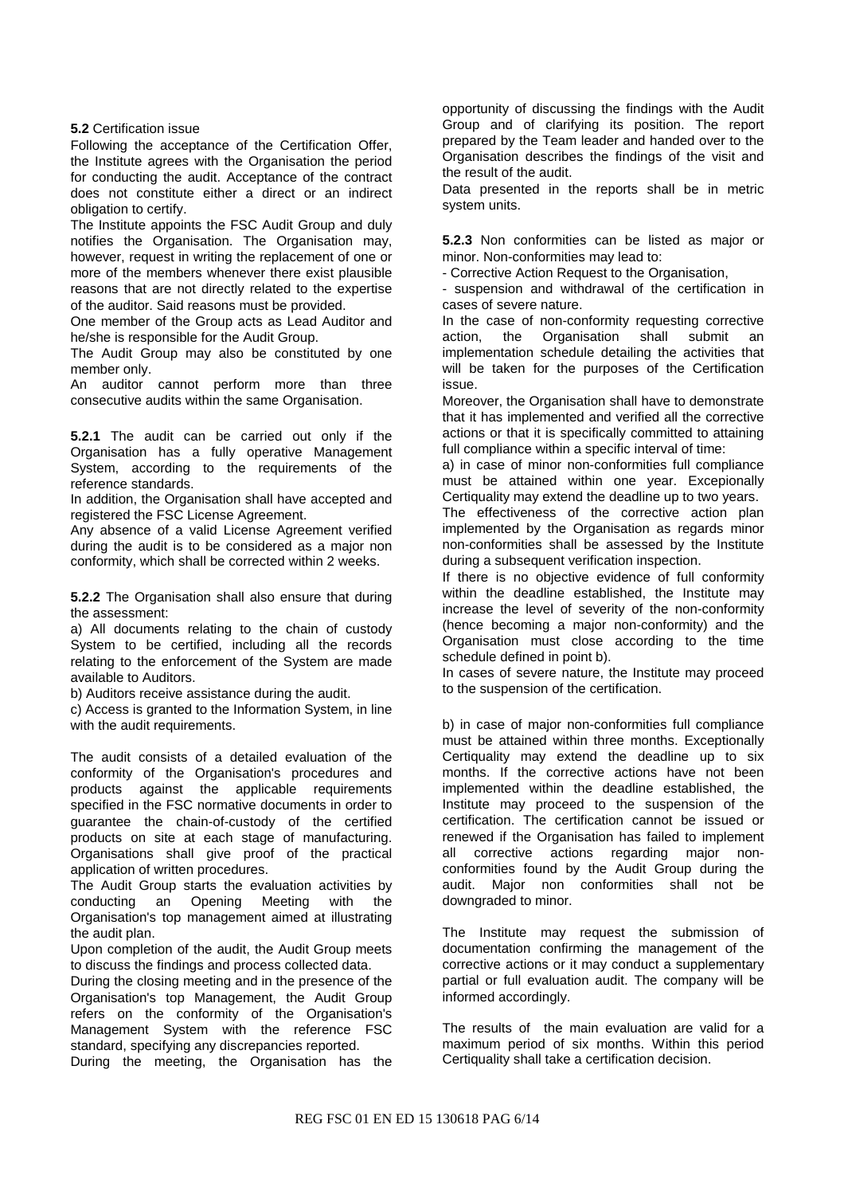**5.2** Certification issue

Following the acceptance of the Certification Offer, the Institute agrees with the Organisation the period for conducting the audit. Acceptance of the contract does not constitute either a direct or an indirect obligation to certify.

The Institute appoints the FSC Audit Group and duly notifies the Organisation. The Organisation may, however, request in writing the replacement of one or more of the members whenever there exist plausible reasons that are not directly related to the expertise of the auditor. Said reasons must be provided.

One member of the Group acts as Lead Auditor and he/she is responsible for the Audit Group.

The Audit Group may also be constituted by one member only.

An auditor cannot perform more than three consecutive audits within the same Organisation.

**5.2.1** The audit can be carried out only if the Organisation has a fully operative Management System, according to the requirements of the reference standards.

In addition, the Organisation shall have accepted and registered the FSC License Agreement.

Any absence of a valid License Agreement verified during the audit is to be considered as a major non conformity, which shall be corrected within 2 weeks.

**5.2.2** The Organisation shall also ensure that during the assessment:

a) All documents relating to the chain of custody System to be certified, including all the records relating to the enforcement of the System are made available to Auditors.

b) Auditors receive assistance during the audit.

c) Access is granted to the Information System, in line with the audit requirements.

The audit consists of a detailed evaluation of the conformity of the Organisation's procedures and products against the applicable requirements specified in the FSC normative documents in order to guarantee the chain-of-custody of the certified products on site at each stage of manufacturing. Organisations shall give proof of the practical application of written procedures.

The Audit Group starts the evaluation activities by conducting an Opening Meeting with the Organisation's top management aimed at illustrating the audit plan.

Upon completion of the audit, the Audit Group meets to discuss the findings and process collected data.

During the closing meeting and in the presence of the Organisation's top Management, the Audit Group refers on the conformity of the Organisation's Management System with the reference FSC standard, specifying any discrepancies reported.

During the meeting, the Organisation has the opportunity of discussing the findings with the Audit Group and of clarifying its position. The report prepared by the Team leader and handed over to the Organisation describes the findings of the visit and the result of the audit.

Data presented in the reports shall be in metric system units.

**5.2.3** Non conformities can be listed as major or minor. Non-conformities may lead to:

- Corrective Action Request to the Organisation,
- suspension and withdrawal of the certification in cases of severe nature.

In the case of non-conformity requesting corrective action, the Organisation shall submit an implementation schedule detailing the activities that will be taken for the purposes of the Certification issue.

Moreover, the Organisation shall have to demonstrate that it has implemented and verified all the corrective actions or that it is specifically committed to attaining full compliance within a specific interval of time:

a) in case of minor non-conformities full compliance must be attained within one year. Excepionally Certiquality may extend the deadline up to two years.

The effectiveness of the corrective action plan implemented by the Organisation as regards minor non-conformities shall be assessed by the Institute during a subsequent verification inspection.

If there is no objective evidence of full conformity within the deadline established, the Institute may increase the level of severity of the non-conformity (hence becoming a major non-conformity) and the Organisation must close according to the time schedule defined in point b).

In cases of severe nature, the Institute may proceed to the suspension of the certification.

b) in case of major non-conformities full compliance must be attained within three months. Exceptionally Certiquality may extend the deadline up to six months. If the corrective actions have not been implemented within the deadline established, the Institute may proceed to the suspension of the certification. The certification cannot be issued or renewed if the Organisation has failed to implement all corrective actions regarding major non-conformities found by the Audit Group during the audit. Major non conformities shall not be downgraded to minor.

The Institute may request the submission of documentation confirming the management of the corrective actions or it may conduct a supplementary partial or full evaluation audit. The company will be informed accordingly.

The results of the main evaluation are valid for a maximum period of six months. Within this period Certiquality shall take a certification decision.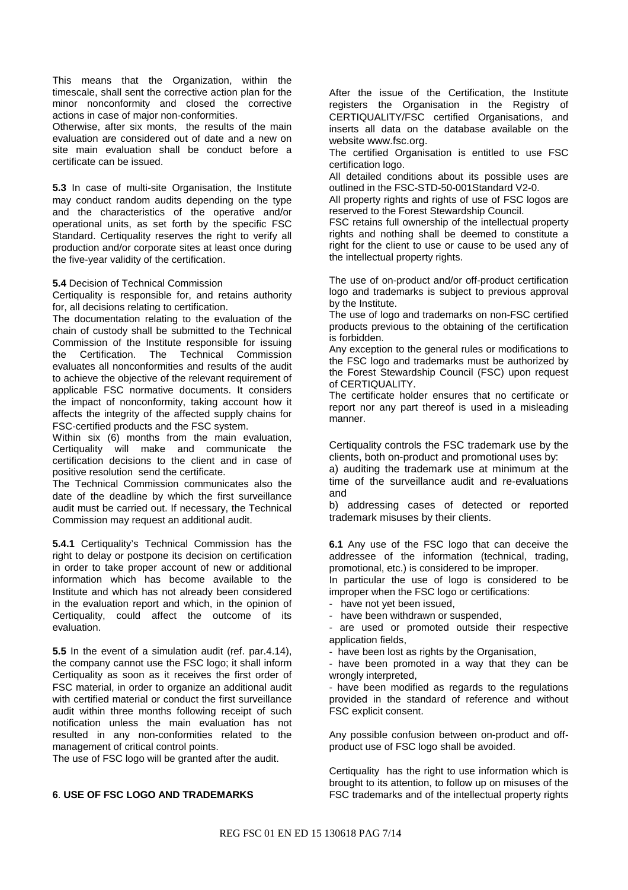This means that the Organization, within the timescale, shall sent the corrective action plan for the minor nonconformity and closed the corrective actions in case of major non-conformities.
Otherwise, after six monts, the results of the main evaluation are considered out of date and a new on site main evaluation shall be conduct before a certificate can be issued.

**5.3** In case of multi-site Organisation, the Institute may conduct random audits depending on the type and the characteristics of the operative and/or operational units, as set forth by the specific FSC Standard. Certiquality reserves the right to verify all production and/or corporate sites at least once during the five-year validity of the certification.

**5.4** Decision of Technical Commission
Certiquality is responsible for, and retains authority for, all decisions relating to certification.
The documentation relating to the evaluation of the chain of custody shall be submitted to the Technical Commission of the Institute responsible for issuing the Certification. The Technical Commission evaluates all nonconformities and results of the audit to achieve the objective of the relevant requirement of applicable FSC normative documents. It considers the impact of nonconformity, taking account how it affects the integrity of the affected supply chains for FSC-certified products and the FSC system.
Within six (6) months from the main evaluation, Certiquality will make and communicate the certification decisions to the client and in case of positive resolution send the certificate.
The Technical Commission communicates also the date of the deadline by which the first surveillance audit must be carried out. If necessary, the Technical Commission may request an additional audit.

**5.4.1** Certiquality's Technical Commission has the right to delay or postpone its decision on certification in order to take proper account of new or additional information which has become available to the Institute and which has not already been considered in the evaluation report and which, in the opinion of Certiquality, could affect the outcome of its evaluation.

**5.5** In the event of a simulation audit (ref. par.4.14), the company cannot use the FSC logo; it shall inform Certiquality as soon as it receives the first order of FSC material, in order to organize an additional audit with certified material or conduct the first surveillance audit within three months following receipt of such notification unless the main evaluation has not resulted in any non-conformities related to the management of critical control points.
The use of FSC logo will be granted after the audit.

## 6. USE OF FSC LOGO AND TRADEMARKS

After the issue of the Certification, the Institute registers the Organisation in the Registry of CERTIQUALITY/FSC certified Organisations, and inserts all data on the database available on the website www.fsc.org.
The certified Organisation is entitled to use FSC certification logo.
All detailed conditions about its possible uses are outlined in the FSC-STD-50-001Standard V2-0.
All property rights and rights of use of FSC logos are reserved to the Forest Stewardship Council.
FSC retains full ownership of the intellectual property rights and nothing shall be deemed to constitute a right for the client to use or cause to be used any of the intellectual property rights.

The use of on-product and/or off-product certification logo and trademarks is subject to previous approval by the Institute.
The use of logo and trademarks on non-FSC certified products previous to the obtaining of the certification is forbidden.
Any exception to the general rules or modifications to the FSC logo and trademarks must be authorized by the Forest Stewardship Council (FSC) upon request of CERTIQUALITY.
The certificate holder ensures that no certificate or report nor any part thereof is used in a misleading manner.

Certiquality controls the FSC trademark use by the clients, both on-product and promotional uses by:
a) auditing the trademark use at minimum at the time of the surveillance audit and re-evaluations and
b) addressing cases of detected or reported trademark misuses by their clients.

**6.1** Any use of the FSC logo that can deceive the addressee of the information (technical, trading, promotional, etc.) is considered to be improper.
In particular the use of logo is considered to be improper when the FSC logo or certifications:

- have not yet been issued,
- have been withdrawn or suspended,
- are used or promoted outside their respective application fields,
- have been lost as rights by the Organisation,
- have been promoted in a way that they can be wrongly interpreted,
- have been modified as regards to the regulations provided in the standard of reference and without FSC explicit consent.

Any possible confusion between on-product and off-product use of FSC logo shall be avoided.

Certiquality has the right to use information which is brought to its attention, to follow up on misuses of the FSC trademarks and of the intellectual property rights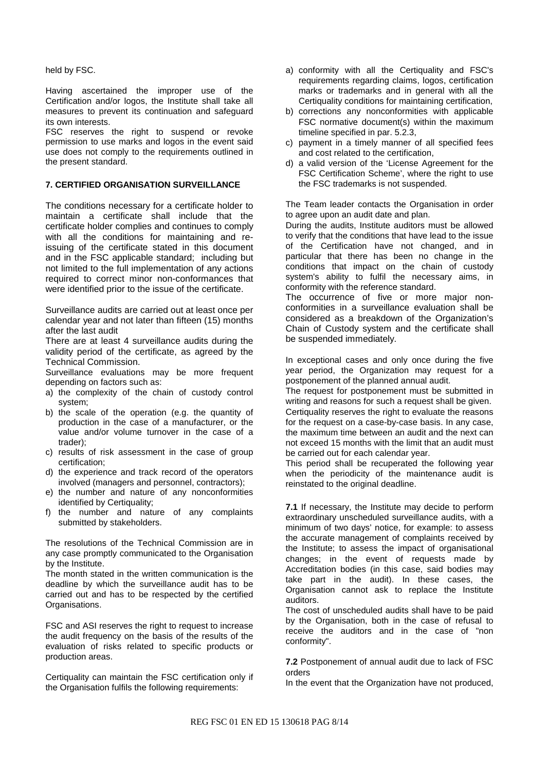held by FSC.

Having ascertained the improper use of the Certification and/or logos, the Institute shall take all measures to prevent its continuation and safeguard its own interests.
FSC reserves the right to suspend or revoke permission to use marks and logos in the event said use does not comply to the requirements outlined in the present standard.

## 7. CERTIFIED ORGANISATION SURVEILLANCE

The conditions necessary for a certificate holder to maintain a certificate shall include that the certificate holder complies and continues to comply with all the conditions for maintaining and re-issuing of the certificate stated in this document and in the FSC applicable standard; including but not limited to the full implementation of any actions required to correct minor non-conformances that were identified prior to the issue of the certificate.

Surveillance audits are carried out at least once per calendar year and not later than fifteen (15) months after the last audit
There are at least 4 surveillance audits during the validity period of the certificate, as agreed by the Technical Commission.
Surveillance evaluations may be more frequent depending on factors such as:

a) the complexity of the chain of custody control system;
b) the scale of the operation (e.g. the quantity of production in the case of a manufacturer, or the value and/or volume turnover in the case of a trader);
c) results of risk assessment in the case of group certification;
d) the experience and track record of the operators involved (managers and personnel, contractors);
e) the number and nature of any nonconformities identified by Certiquality;
f) the number and nature of any complaints submitted by stakeholders.

The resolutions of the Technical Commission are in any case promptly communicated to the Organisation by the Institute.
The month stated in the written communication is the deadline by which the surveillance audit has to be carried out and has to be respected by the certified Organisations.

FSC and ASI reserves the right to request to increase the audit frequency on the basis of the results of the evaluation of risks related to specific products or production areas.

Certiquality can maintain the FSC certification only if the Organisation fulfils the following requirements:

a) conformity with all the Certiquality and FSC's requirements regarding claims, logos, certification marks or trademarks and in general with all the Certiquality conditions for maintaining certification,
b) corrections any nonconformities with applicable FSC normative document(s) within the maximum timeline specified in par. 5.2.3,
c) payment in a timely manner of all specified fees and cost related to the certification,
d) a valid version of the 'License Agreement for the FSC Certification Scheme', where the right to use the FSC trademarks is not suspended.

The Team leader contacts the Organisation in order to agree upon an audit date and plan.
During the audits, Institute auditors must be allowed to verify that the conditions that have lead to the issue of the Certification have not changed, and in particular that there has been no change in the conditions that impact on the chain of custody system's ability to fulfil the necessary aims, in conformity with the reference standard.
The occurrence of five or more major non-conformities in a surveillance evaluation shall be considered as a breakdown of the Organization's Chain of Custody system and the certificate shall be suspended immediately.

In exceptional cases and only once during the five year period, the Organization may request for a postponement of the planned annual audit.
The request for postponement must be submitted in writing and reasons for such a request shall be given.
Certiquality reserves the right to evaluate the reasons for the request on a case-by-case basis. In any case, the maximum time between an audit and the next can not exceed 15 months with the limit that an audit must be carried out for each calendar year.
This period shall be recuperated the following year when the periodicity of the maintenance audit is reinstated to the original deadline.

**7.1** If necessary, the Institute may decide to perform extraordinary unscheduled surveillance audits, with a minimum of two days' notice, for example: to assess the accurate management of complaints received by the Institute; to assess the impact of organisational changes; in the event of requests made by Accreditation bodies (in this case, said bodies may take part in the audit). In these cases, the Organisation cannot ask to replace the Institute auditors.
The cost of unscheduled audits shall have to be paid by the Organisation, both in the case of refusal to receive the auditors and in the case of "non conformity".

**7.2** Postponement of annual audit due to lack of FSC orders

In the event that the Organization have not produced,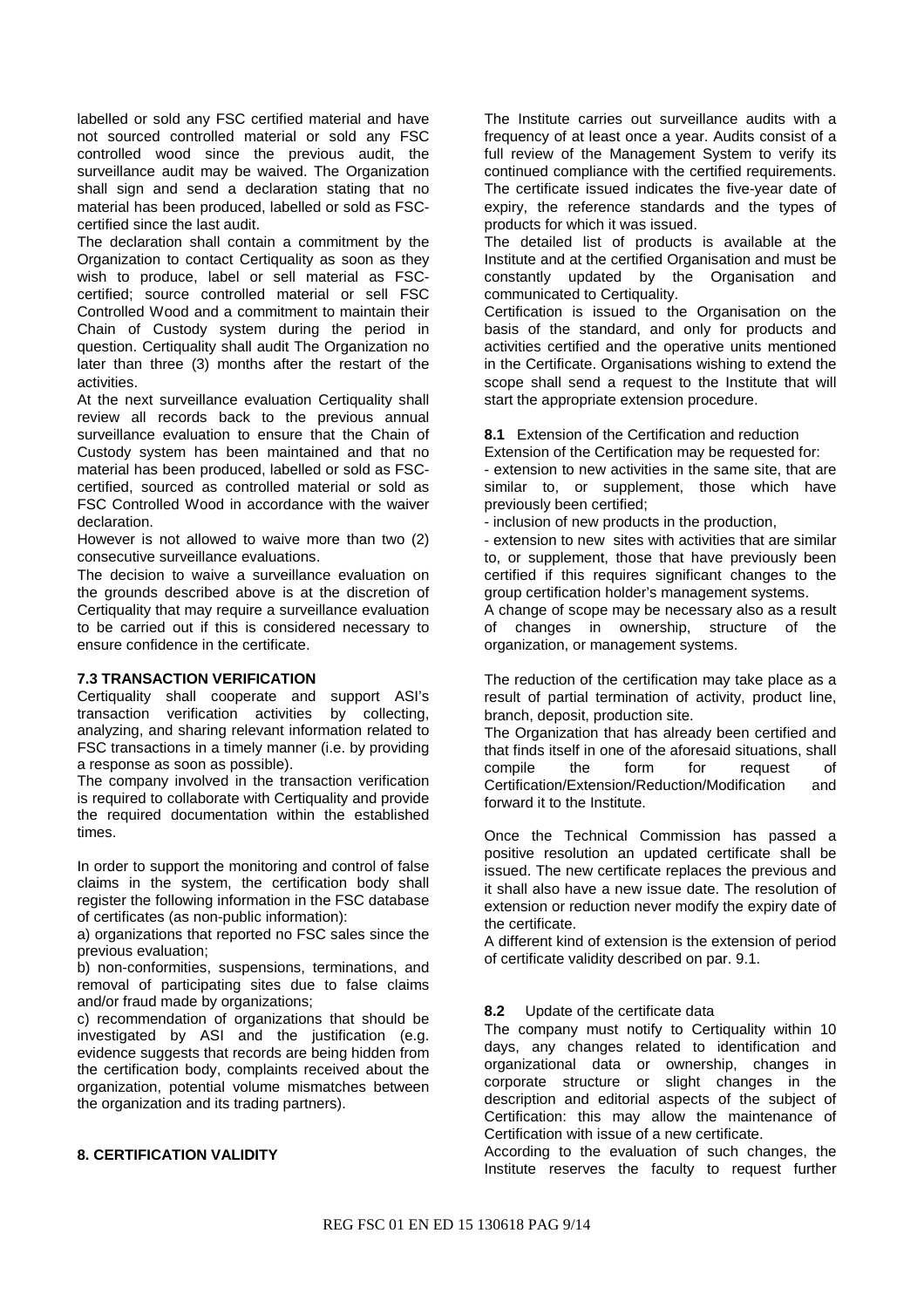labelled or sold any FSC certified material and have not sourced controlled material or sold any FSC controlled wood since the previous audit, the surveillance audit may be waived. The Organization shall sign and send a declaration stating that no material has been produced, labelled or sold as FSC-certified since the last audit.

The declaration shall contain a commitment by the Organization to contact Certiquality as soon as they wish to produce, label or sell material as FSC-certified; source controlled material or sell FSC Controlled Wood and a commitment to maintain their Chain of Custody system during the period in question. Certiquality shall audit The Organization no later than three (3) months after the restart of the activities.

At the next surveillance evaluation Certiquality shall review all records back to the previous annual surveillance evaluation to ensure that the Chain of Custody system has been maintained and that no material has been produced, labelled or sold as FSC-certified, sourced as controlled material or sold as FSC Controlled Wood in accordance with the waiver declaration.

However is not allowed to waive more than two (2) consecutive surveillance evaluations.

The decision to waive a surveillance evaluation on the grounds described above is at the discretion of Certiquality that may require a surveillance evaluation to be carried out if this is considered necessary to ensure confidence in the certificate.

### 7.3 TRANSACTION VERIFICATION

Certiquality shall cooperate and support ASI's transaction verification activities by collecting, analyzing, and sharing relevant information related to FSC transactions in a timely manner (i.e. by providing a response as soon as possible).

The company involved in the transaction verification is required to collaborate with Certiquality and provide the required documentation within the established times.

In order to support the monitoring and control of false claims in the system, the certification body shall register the following information in the FSC database of certificates (as non-public information):

a) organizations that reported no FSC sales since the previous evaluation;

b) non-conformities, suspensions, terminations, and removal of participating sites due to false claims and/or fraud made by organizations;

c) recommendation of organizations that should be investigated by ASI and the justification (e.g. evidence suggests that records are being hidden from the certification body, complaints received about the organization, potential volume mismatches between the organization and its trading partners).

## 8. CERTIFICATION VALIDITY

The Institute carries out surveillance audits with a frequency of at least once a year. Audits consist of a full review of the Management System to verify its continued compliance with the certified requirements. The certificate issued indicates the five-year date of expiry, the reference standards and the types of products for which it was issued.

The detailed list of products is available at the Institute and at the certified Organisation and must be constantly updated by the Organisation and communicated to Certiquality.

Certification is issued to the Organisation on the basis of the standard, and only for products and activities certified and the operative units mentioned in the Certificate. Organisations wishing to extend the scope shall send a request to the Institute that will start the appropriate extension procedure.

**8.1** Extension of the Certification and reduction

Extension of the Certification may be requested for:

- extension to new activities in the same site, that are similar to, or supplement, those which have previously been certified;
- inclusion of new products in the production,
- extension to new sites with activities that are similar to, or supplement, those that have previously been certified if this requires significant changes to the group certification holder's management systems.

A change of scope may be necessary also as a result of changes in ownership, structure of the organization, or management systems.

The reduction of the certification may take place as a result of partial termination of activity, product line, branch, deposit, production site.

The Organization that has already been certified and that finds itself in one of the aforesaid situations, shall compile the form for request of Certification/Extension/Reduction/Modification and forward it to the Institute.

Once the Technical Commission has passed a positive resolution an updated certificate shall be issued. The new certificate replaces the previous and it shall also have a new issue date. The resolution of extension or reduction never modify the expiry date of the certificate.

A different kind of extension is the extension of period of certificate validity described on par. 9.1.

**8.2** Update of the certificate data

The company must notify to Certiquality within 10 days, any changes related to identification and organizational data or ownership, changes in corporate structure or slight changes in the description and editorial aspects of the subject of Certification: this may allow the maintenance of Certification with issue of a new certificate.

According to the evaluation of such changes, the Institute reserves the faculty to request further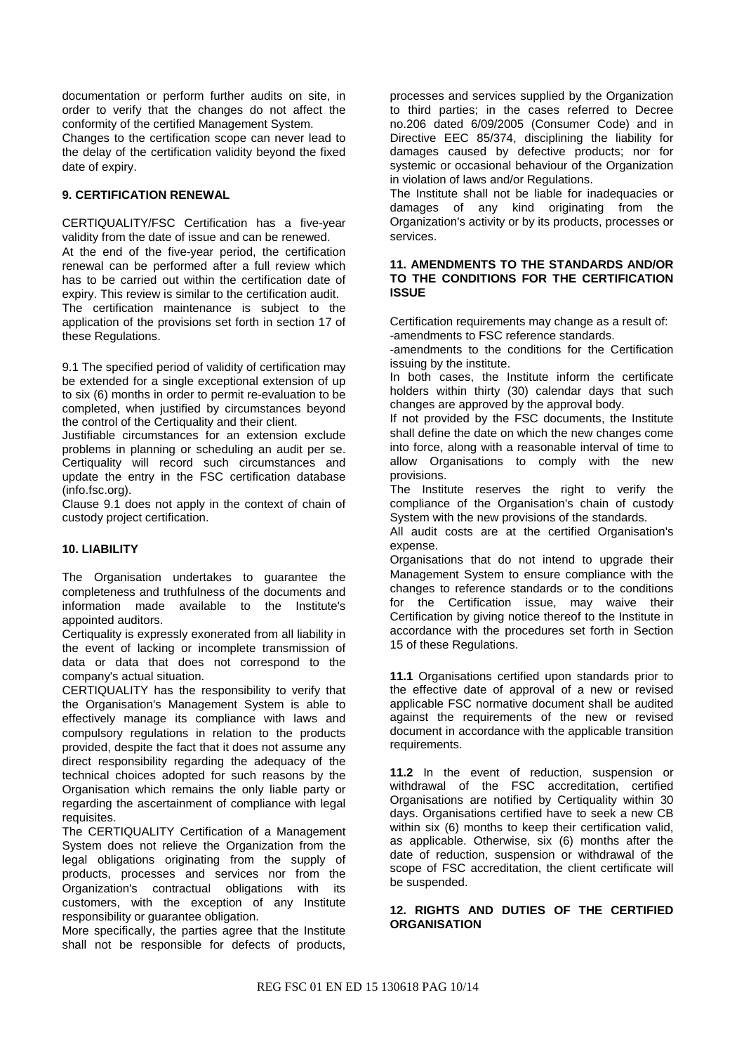documentation or perform further audits on site, in order to verify that the changes do not affect the conformity of the certified Management System.

Changes to the certification scope can never lead to the delay of the certification validity beyond the fixed date of expiry.

### 9. CERTIFICATION RENEWAL

CERTIQUALITY/FSC Certification has a five-year validity from the date of issue and can be renewed.

At the end of the five-year period, the certification renewal can be performed after a full review which has to be carried out within the certification date of expiry. This review is similar to the certification audit.

The certification maintenance is subject to the application of the provisions set forth in section 17 of these Regulations.

9.1 The specified period of validity of certification may be extended for a single exceptional extension of up to six (6) months in order to permit re-evaluation to be completed, when justified by circumstances beyond the control of the Certiquality and their client.

Justifiable circumstances for an extension exclude problems in planning or scheduling an audit per se. Certiquality will record such circumstances and update the entry in the FSC certification database (info.fsc.org).

Clause 9.1 does not apply in the context of chain of custody project certification.

### 10. LIABILITY

The Organisation undertakes to guarantee the completeness and truthfulness of the documents and information made available to the Institute's appointed auditors.

Certiquality is expressly exonerated from all liability in the event of lacking or incomplete transmission of data or data that does not correspond to the company's actual situation.

CERTIQUALITY has the responsibility to verify that the Organisation's Management System is able to effectively manage its compliance with laws and compulsory regulations in relation to the products provided, despite the fact that it does not assume any direct responsibility regarding the adequacy of the technical choices adopted for such reasons by the Organisation which remains the only liable party or regarding the ascertainment of compliance with legal requisites.

The CERTIQUALITY Certification of a Management System does not relieve the Organization from the legal obligations originating from the supply of products, processes and services nor from the Organization's contractual obligations with its customers, with the exception of any Institute responsibility or guarantee obligation.

More specifically, the parties agree that the Institute shall not be responsible for defects of products, processes and services supplied by the Organization to third parties; in the cases referred to Decree no.206 dated 6/09/2005 (Consumer Code) and in Directive EEC 85/374, disciplining the liability for damages caused by defective products; nor for systemic or occasional behaviour of the Organization in violation of laws and/or Regulations.

The Institute shall not be liable for inadequacies or damages of any kind originating from the Organization's activity or by its products, processes or services.

### 11. AMENDMENTS TO THE STANDARDS AND/OR TO THE CONDITIONS FOR THE CERTIFICATION ISSUE

Certification requirements may change as a result of:

-amendments to FSC reference standards.

-amendments to the conditions for the Certification issuing by the institute.

In both cases, the Institute inform the certificate holders within thirty (30) calendar days that such changes are approved by the approval body.

If not provided by the FSC documents, the Institute shall define the date on which the new changes come into force, along with a reasonable interval of time to allow Organisations to comply with the new provisions.

The Institute reserves the right to verify the compliance of the Organisation's chain of custody System with the new provisions of the standards.

All audit costs are at the certified Organisation's expense.

Organisations that do not intend to upgrade their Management System to ensure compliance with the changes to reference standards or to the conditions for the Certification issue, may waive their Certification by giving notice thereof to the Institute in accordance with the procedures set forth in Section 15 of these Regulations.

**11.1** Organisations certified upon standards prior to the effective date of approval of a new or revised applicable FSC normative document shall be audited against the requirements of the new or revised document in accordance with the applicable transition requirements.

**11.2** In the event of reduction, suspension or withdrawal of the FSC accreditation, certified Organisations are notified by Certiquality within 30 days. Organisations certified have to seek a new CB within six (6) months to keep their certification valid, as applicable. Otherwise, six (6) months after the date of reduction, suspension or withdrawal of the scope of FSC accreditation, the client certificate will be suspended.

### 12. RIGHTS AND DUTIES OF THE CERTIFIED ORGANISATION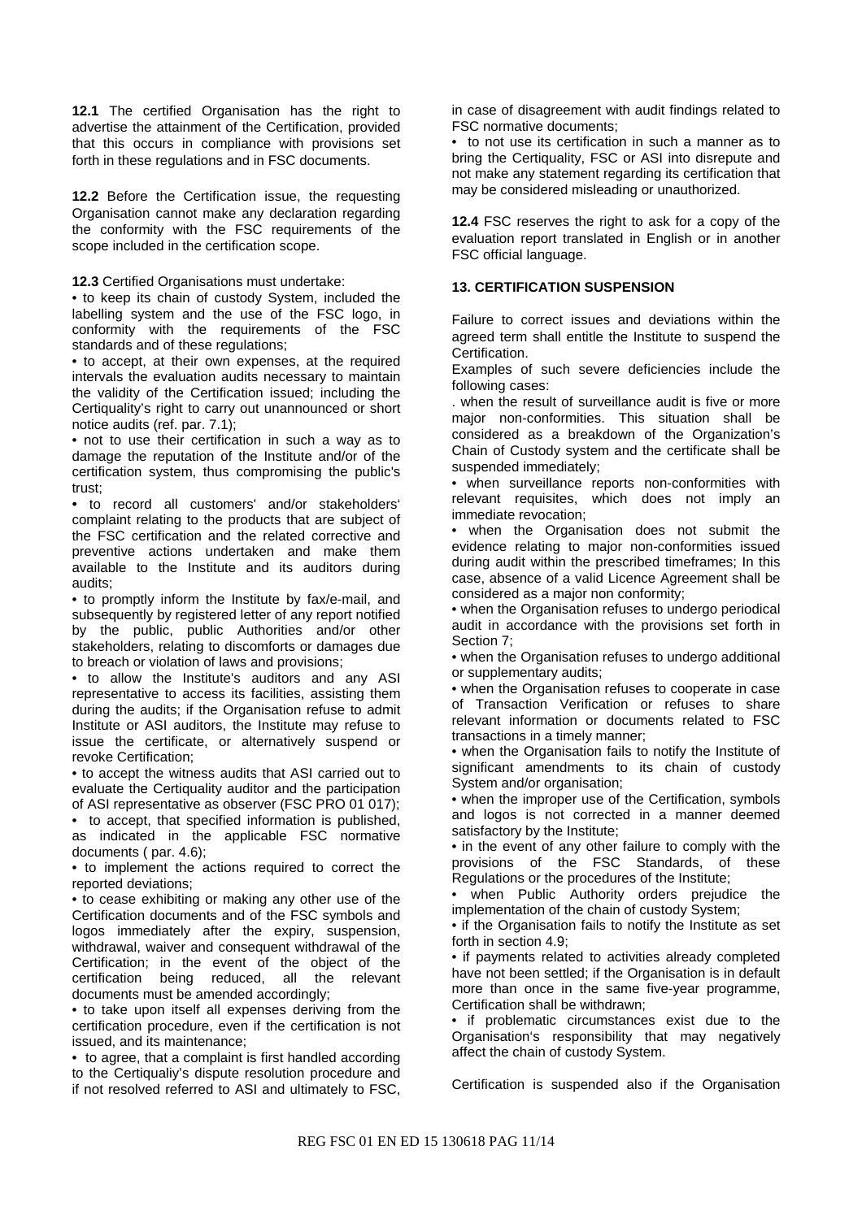**12.1** The certified Organisation has the right to advertise the attainment of the Certification, provided that this occurs in compliance with provisions set forth in these regulations and in FSC documents.

**12.2** Before the Certification issue, the requesting Organisation cannot make any declaration regarding the conformity with the FSC requirements of the scope included in the certification scope.

**12.3** Certified Organisations must undertake:

- to keep its chain of custody System, included the labelling system and the use of the FSC logo, in conformity with the requirements of the FSC standards and of these regulations;
- to accept, at their own expenses, at the required intervals the evaluation audits necessary to maintain the validity of the Certification issued; including the Certiquality's right to carry out unannounced or short notice audits (ref. par. 7.1);
- not to use their certification in such a way as to damage the reputation of the Institute and/or of the certification system, thus compromising the public's trust;
- to record all customers' and/or stakeholders' complaint relating to the products that are subject of the FSC certification and the related corrective and preventive actions undertaken and make them available to the Institute and its auditors during audits;
- to promptly inform the Institute by fax/e-mail, and subsequently by registered letter of any report notified by the public, public Authorities and/or other stakeholders, relating to discomforts or damages due to breach or violation of laws and provisions;
- to allow the Institute's auditors and any ASI representative to access its facilities, assisting them during the audits; if the Organisation refuse to admit Institute or ASI auditors, the Institute may refuse to issue the certificate, or alternatively suspend or revoke Certification;
- to accept the witness audits that ASI carried out to evaluate the Certiquality auditor and the participation of ASI representative as observer (FSC PRO 01 017);
- to accept, that specified information is published, as indicated in the applicable FSC normative documents ( par. 4.6);
- to implement the actions required to correct the reported deviations;
- to cease exhibiting or making any other use of the Certification documents and of the FSC symbols and logos immediately after the expiry, suspension, withdrawal, waiver and consequent withdrawal of the Certification; in the event of the object of the certification being reduced, all the relevant documents must be amended accordingly;
- to take upon itself all expenses deriving from the certification procedure, even if the certification is not issued, and its maintenance;
- to agree, that a complaint is first handled according to the Certiqualiy's dispute resolution procedure and if not resolved referred to ASI and ultimately to FSC, in case of disagreement with audit findings related to FSC normative documents;
- to not use its certification in such a manner as to bring the Certiquality, FSC or ASI into disrepute and not make any statement regarding its certification that may be considered misleading or unauthorized.

**12.4** FSC reserves the right to ask for a copy of the evaluation report translated in English or in another FSC official language.

## 13. CERTIFICATION SUSPENSION

Failure to correct issues and deviations within the agreed term shall entitle the Institute to suspend the Certification.

Examples of such severe deficiencies include the following cases:

. when the result of surveillance audit is five or more major non-conformities. This situation shall be considered as a breakdown of the Organization's Chain of Custody system and the certificate shall be suspended immediately;

- when surveillance reports non-conformities with relevant requisites, which does not imply an immediate revocation;
- when the Organisation does not submit the evidence relating to major non-conformities issued during audit within the prescribed timeframes; In this case, absence of a valid Licence Agreement shall be considered as a major non conformity;
- when the Organisation refuses to undergo periodical audit in accordance with the provisions set forth in Section 7;
- when the Organisation refuses to undergo additional or supplementary audits;
- when the Organisation refuses to cooperate in case of Transaction Verification or refuses to share relevant information or documents related to FSC transactions in a timely manner;
- when the Organisation fails to notify the Institute of significant amendments to its chain of custody System and/or organisation;
- when the improper use of the Certification, symbols and logos is not corrected in a manner deemed satisfactory by the Institute;
- in the event of any other failure to comply with the provisions of the FSC Standards, of these Regulations or the procedures of the Institute;
- when Public Authority orders prejudice the implementation of the chain of custody System;
- if the Organisation fails to notify the Institute as set forth in section 4.9;
- if payments related to activities already completed have not been settled; if the Organisation is in default more than once in the same five-year programme, Certification shall be withdrawn;
- if problematic circumstances exist due to the Organisation's responsibility that may negatively affect the chain of custody System.

Certification is suspended also if the Organisation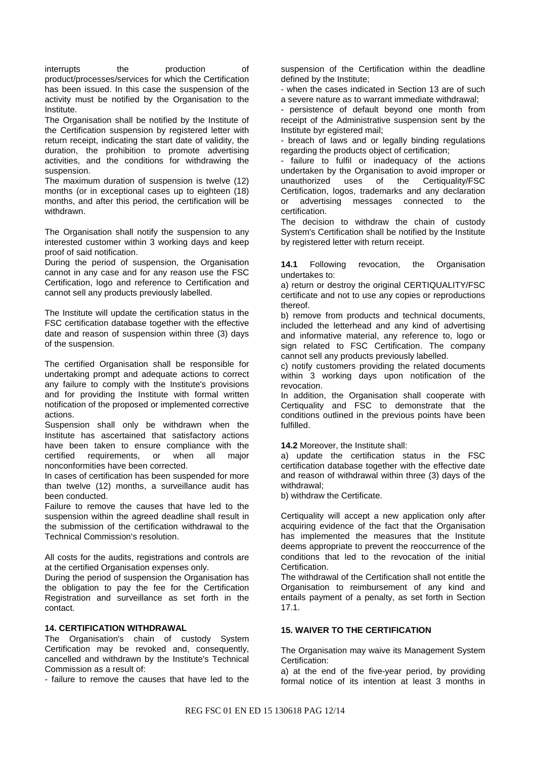interrupts the production of product/processes/services for which the Certification has been issued. In this case the suspension of the activity must be notified by the Organisation to the Institute.

The Organisation shall be notified by the Institute of the Certification suspension by registered letter with return receipt, indicating the start date of validity, the duration, the prohibition to promote advertising activities, and the conditions for withdrawing the suspension.

The maximum duration of suspension is twelve (12) months (or in exceptional cases up to eighteen (18) months, and after this period, the certification will be withdrawn.

The Organisation shall notify the suspension to any interested customer within 3 working days and keep proof of said notification.

During the period of suspension, the Organisation cannot in any case and for any reason use the FSC Certification, logo and reference to Certification and cannot sell any products previously labelled.

The Institute will update the certification status in the FSC certification database together with the effective date and reason of suspension within three (3) days of the suspension.

The certified Organisation shall be responsible for undertaking prompt and adequate actions to correct any failure to comply with the Institute's provisions and for providing the Institute with formal written notification of the proposed or implemented corrective actions.

Suspension shall only be withdrawn when the Institute has ascertained that satisfactory actions have been taken to ensure compliance with the certified requirements, or when all major nonconformities have been corrected.

In cases of certification has been suspended for more than twelve (12) months, a surveillance audit has been conducted.

Failure to remove the causes that have led to the suspension within the agreed deadline shall result in the submission of the certification withdrawal to the Technical Commission's resolution.

All costs for the audits, registrations and controls are at the certified Organisation expenses only.

During the period of suspension the Organisation has the obligation to pay the fee for the Certification Registration and surveillance as set forth in the contact.

## 14. CERTIFICATION WITHDRAWAL

The Organisation's chain of custody System Certification may be revoked and, consequently, cancelled and withdrawn by the Institute's Technical Commission as a result of:

- failure to remove the causes that have led to the suspension of the Certification within the deadline defined by the Institute;
- when the cases indicated in Section 13 are of such a severe nature as to warrant immediate withdrawal;
- persistence of default beyond one month from receipt of the Administrative suspension sent by the Institute byr egistered mail;
- breach of laws and or legally binding regulations regarding the products object of certification;
- failure to fulfil or inadequacy of the actions undertaken by the Organisation to avoid improper or unauthorized uses of the Certiquality/FSC Certification, logos, trademarks and any declaration or advertising messages connected to the certification.

The decision to withdraw the chain of custody System's Certification shall be notified by the Institute by registered letter with return receipt.

**14.1** Following revocation, the Organisation undertakes to:

a) return or destroy the original CERTIQUALITY/FSC certificate and not to use any copies or reproductions thereof.

b) remove from products and technical documents, included the letterhead and any kind of advertising and informative material, any reference to, logo or sign related to FSC Certification. The company cannot sell any products previously labelled.

c) notify customers providing the related documents within 3 working days upon notification of the revocation.

In addition, the Organisation shall cooperate with Certiquality and FSC to demonstrate that the conditions outlined in the previous points have been fulfilled.

**14.2** Moreover, the Institute shall:

a) update the certification status in the FSC certification database together with the effective date and reason of withdrawal within three (3) days of the withdrawal;

b) withdraw the Certificate.

Certiquality will accept a new application only after acquiring evidence of the fact that the Organisation has implemented the measures that the Institute deems appropriate to prevent the reoccurrence of the conditions that led to the revocation of the initial Certification.

The withdrawal of the Certification shall not entitle the Organisation to reimbursement of any kind and entails payment of a penalty, as set forth in Section 17.1.

## 15. WAIVER TO THE CERTIFICATION

The Organisation may waive its Management System Certification:

a) at the end of the five-year period, by providing formal notice of its intention at least 3 months in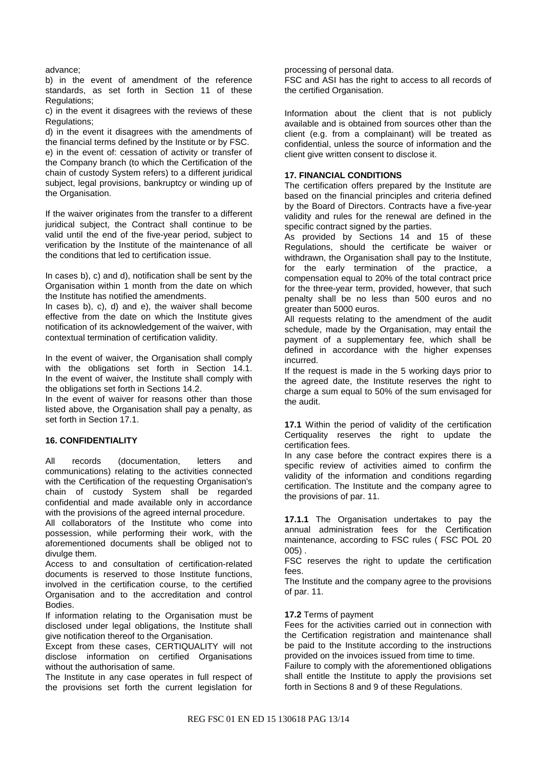advance;

b) in the event of amendment of the reference standards, as set forth in Section 11 of these Regulations;

c) in the event it disagrees with the reviews of these Regulations;

d) in the event it disagrees with the amendments of the financial terms defined by the Institute or by FSC.

e) in the event of: cessation of activity or transfer of the Company branch (to which the Certification of the chain of custody System refers) to a different juridical subject, legal provisions, bankruptcy or winding up of the Organisation.

If the waiver originates from the transfer to a different juridical subject, the Contract shall continue to be valid until the end of the five-year period, subject to verification by the Institute of the maintenance of all the conditions that led to certification issue.

In cases b), c) and d), notification shall be sent by the Organisation within 1 month from the date on which the Institute has notified the amendments.

In cases b), c), d) and e), the waiver shall become effective from the date on which the Institute gives notification of its acknowledgement of the waiver, with contextual termination of certification validity.

In the event of waiver, the Organisation shall comply with the obligations set forth in Section 14.1.

In the event of waiver, the Institute shall comply with the obligations set forth in Sections 14.2.

In the event of waiver for reasons other than those listed above, the Organisation shall pay a penalty, as set forth in Section 17.1.

## 16. CONFIDENTIALITY

All records (documentation, letters and communications) relating to the activities connected with the Certification of the requesting Organisation's chain of custody System shall be regarded confidential and made available only in accordance with the provisions of the agreed internal procedure.

All collaborators of the Institute who come into possession, while performing their work, with the aforementioned documents shall be obliged not to divulge them.

Access to and consultation of certification-related documents is reserved to those Institute functions, involved in the certification course, to the certified Organisation and to the accreditation and control Bodies.

If information relating to the Organisation must be disclosed under legal obligations, the Institute shall give notification thereof to the Organisation.

Except from these cases, CERTIQUALITY will not disclose information on certified Organisations without the authorisation of same.

The Institute in any case operates in full respect of the provisions set forth the current legislation for processing of personal data.

FSC and ASI has the right to access to all records of the certified Organisation.

Information about the client that is not publicly available and is obtained from sources other than the client (e.g. from a complainant) will be treated as confidential, unless the source of information and the client give written consent to disclose it.

## 17. FINANCIAL CONDITIONS

The certification offers prepared by the Institute are based on the financial principles and criteria defined by the Board of Directors. Contracts have a five-year validity and rules for the renewal are defined in the specific contract signed by the parties.

As provided by Sections 14 and 15 of these Regulations, should the certificate be waiver or withdrawn, the Organisation shall pay to the Institute, for the early termination of the practice, a compensation equal to 20% of the total contract price for the three-year term, provided, however, that such penalty shall be no less than 500 euros and no greater than 5000 euros.

All requests relating to the amendment of the audit schedule, made by the Organisation, may entail the payment of a supplementary fee, which shall be defined in accordance with the higher expenses incurred.

If the request is made in the 5 working days prior to the agreed date, the Institute reserves the right to charge a sum equal to 50% of the sum envisaged for the audit.

**17.1** Within the period of validity of the certification Certiquality reserves the right to update the certification fees.

In any case before the contract expires there is a specific review of activities aimed to confirm the validity of the information and conditions regarding certification. The Institute and the company agree to the provisions of par. 11.

**17.1.1** The Organisation undertakes to pay the annual administration fees for the Certification maintenance, according to FSC rules ( FSC POL 20 005) .

FSC reserves the right to update the certification fees.

The Institute and the company agree to the provisions of par. 11.

**17.2** Terms of payment

Fees for the activities carried out in connection with the Certification registration and maintenance shall be paid to the Institute according to the instructions provided on the invoices issued from time to time.

Failure to comply with the aforementioned obligations shall entitle the Institute to apply the provisions set forth in Sections 8 and 9 of these Regulations.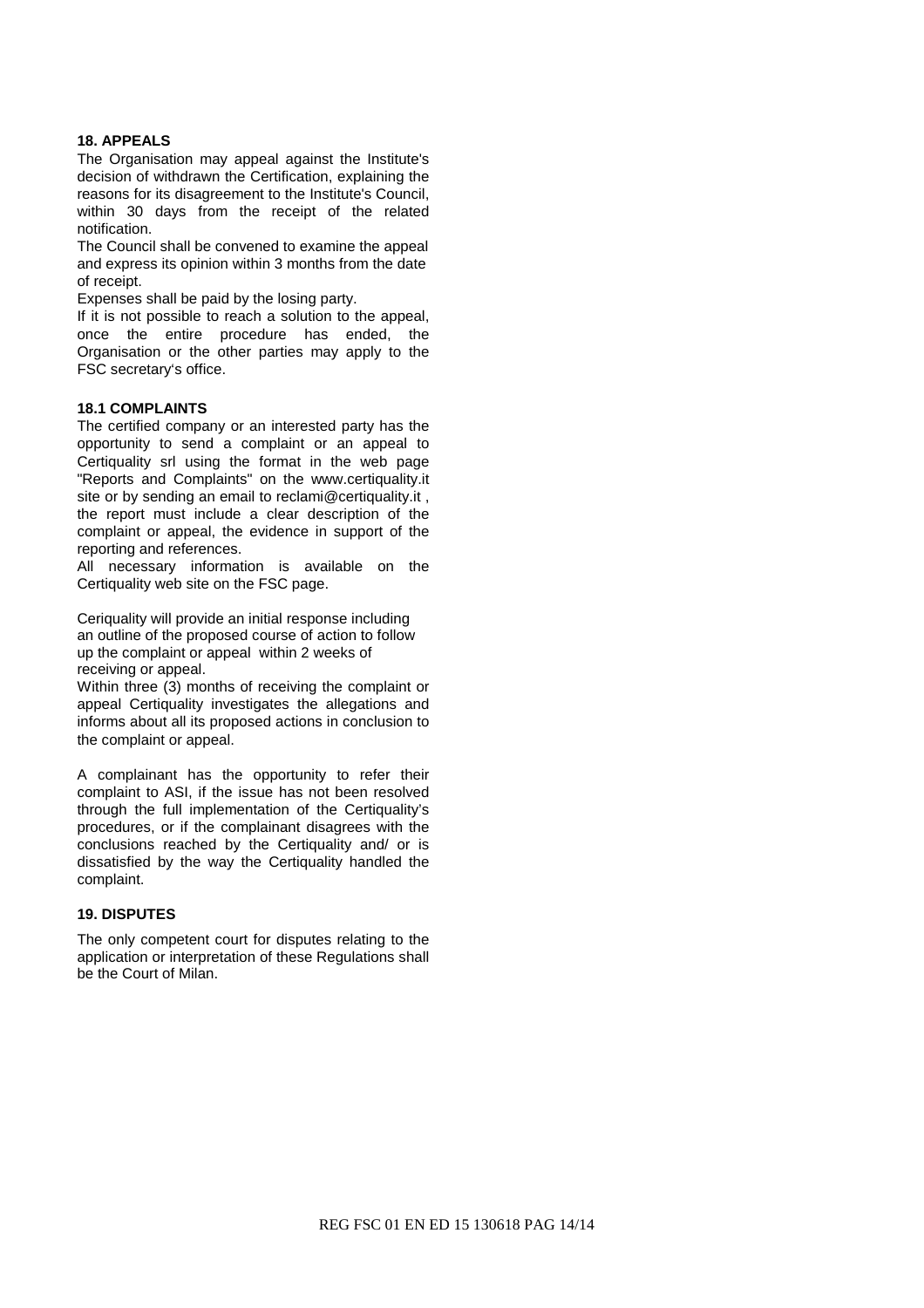## 18. APPEALS

The Organisation may appeal against the Institute's decision of withdrawn the Certification, explaining the reasons for its disagreement to the Institute's Council, within 30 days from the receipt of the related notification.

The Council shall be convened to examine the appeal and express its opinion within 3 months from the date of receipt.

Expenses shall be paid by the losing party.

If it is not possible to reach a solution to the appeal, once the entire procedure has ended, the Organisation or the other parties may apply to the FSC secretary's office.

### 18.1 COMPLAINTS

The certified company or an interested party has the opportunity to send a complaint or an appeal to Certiquality srl using the format in the web page "Reports and Complaints" on the www.certiquality.it site or by sending an email to reclami@certiquality.it , the report must include a clear description of the complaint or appeal, the evidence in support of the reporting and references.

All necessary information is available on the Certiquality web site on the FSC page.

Ceriquality will provide an initial response including an outline of the proposed course of action to follow up the complaint or appeal within 2 weeks of receiving or appeal.

Within three (3) months of receiving the complaint or appeal Certiquality investigates the allegations and informs about all its proposed actions in conclusion to the complaint or appeal.

A complainant has the opportunity to refer their complaint to ASI, if the issue has not been resolved through the full implementation of the Certiquality's procedures, or if the complainant disagrees with the conclusions reached by the Certiquality and/ or is dissatisfied by the way the Certiquality handled the complaint.

## 19. DISPUTES

The only competent court for disputes relating to the application or interpretation of these Regulations shall be the Court of Milan.